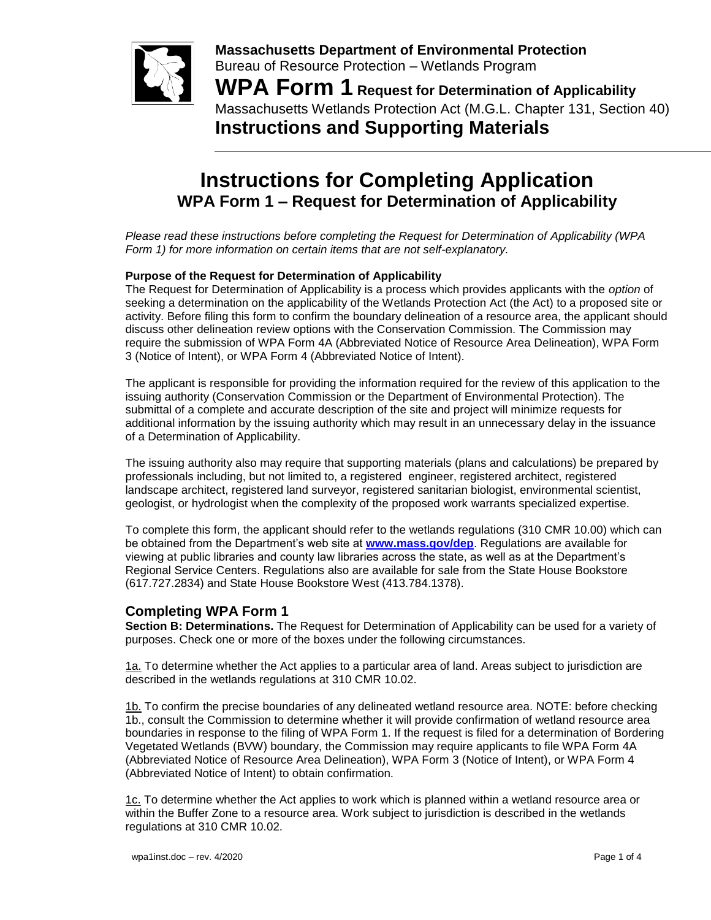**Massachusetts Department of Environmental Protection**
Bureau of Resource Protection – Wetlands Program

**WPA Form 1 Request for Determination of Applicability**
Massachusetts Wetlands Protection Act (M.G.L. Chapter 131, Section 40)
**Instructions and Supporting Materials**

# Instructions for Completing Application
## WPA Form 1 – Request for Determination of Applicability

*Please read these instructions before completing the Request for Determination of Applicability (WPA Form 1) for more information on certain items that are not self-explanatory.*

**Purpose of the Request for Determination of Applicability**
The Request for Determination of Applicability is a process which provides applicants with the *option* of seeking a determination on the applicability of the Wetlands Protection Act (the Act) to a proposed site or activity. Before filing this form to confirm the boundary delineation of a resource area, the applicant should discuss other delineation review options with the Conservation Commission. The Commission may require the submission of WPA Form 4A (Abbreviated Notice of Resource Area Delineation), WPA Form 3 (Notice of Intent), or WPA Form 4 (Abbreviated Notice of Intent).

The applicant is responsible for providing the information required for the review of this application to the issuing authority (Conservation Commission or the Department of Environmental Protection). The submittal of a complete and accurate description of the site and project will minimize requests for additional information by the issuing authority which may result in an unnecessary delay in the issuance of a Determination of Applicability.

The issuing authority also may require that supporting materials (plans and calculations) be prepared by professionals including, but not limited to, a registered engineer, registered architect, registered landscape architect, registered land surveyor, registered sanitarian biologist, environmental scientist, geologist, or hydrologist when the complexity of the proposed work warrants specialized expertise.

To complete this form, the applicant should refer to the wetlands regulations (310 CMR 10.00) which can be obtained from the Department's web site at **www.mass.gov/dep**. Regulations are available for viewing at public libraries and county law libraries across the state, as well as at the Department's Regional Service Centers. Regulations also are available for sale from the State House Bookstore (617.727.2834) and State House Bookstore West (413.784.1378).

## Completing WPA Form 1

**Section B: Determinations.** The Request for Determination of Applicability can be used for a variety of purposes. Check one or more of the boxes under the following circumstances.

1a. To determine whether the Act applies to a particular area of land. Areas subject to jurisdiction are described in the wetlands regulations at 310 CMR 10.02.

1b. To confirm the precise boundaries of any delineated wetland resource area. NOTE: before checking 1b., consult the Commission to determine whether it will provide confirmation of wetland resource area boundaries in response to the filing of WPA Form 1. If the request is filed for a determination of Bordering Vegetated Wetlands (BVW) boundary, the Commission may require applicants to file WPA Form 4A (Abbreviated Notice of Resource Area Delineation), WPA Form 3 (Notice of Intent), or WPA Form 4 (Abbreviated Notice of Intent) to obtain confirmation.

1c. To determine whether the Act applies to work which is planned within a wetland resource area or within the Buffer Zone to a resource area. Work subject to jurisdiction is described in the wetlands regulations at 310 CMR 10.02.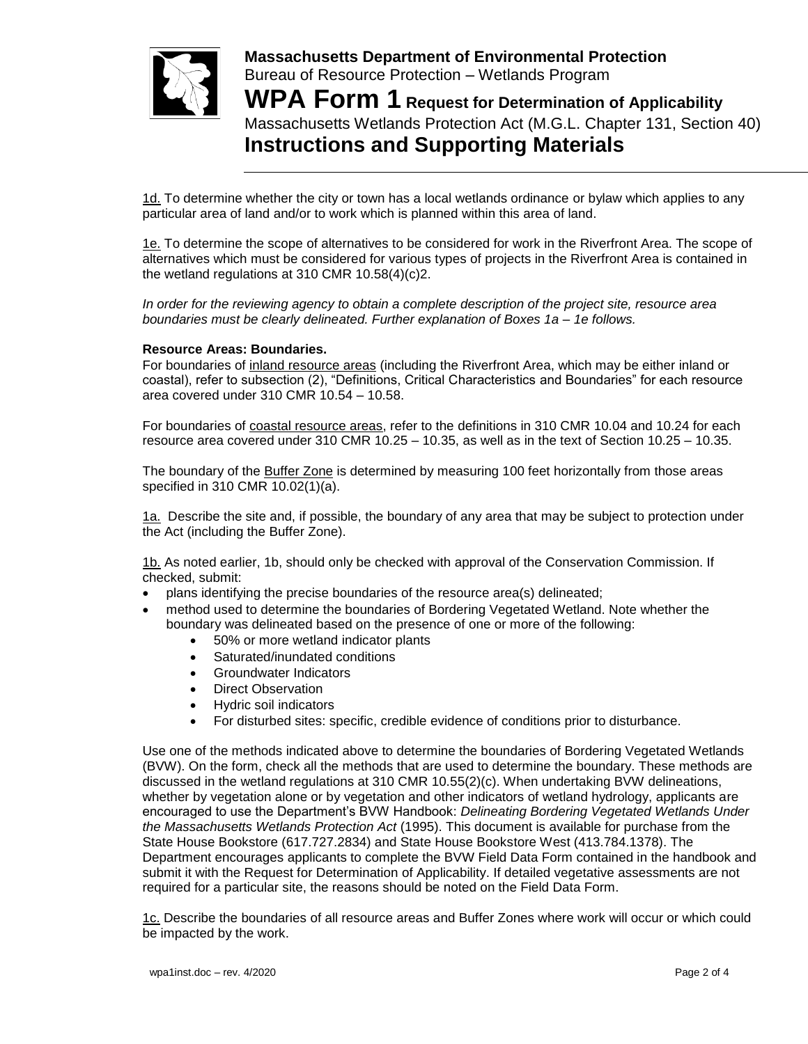1d. To determine whether the city or town has a local wetlands ordinance or bylaw which applies to any particular area of land and/or to work which is planned within this area of land.

1e. To determine the scope of alternatives to be considered for work in the Riverfront Area. The scope of alternatives which must be considered for various types of projects in the Riverfront Area is contained in the wetland regulations at 310 CMR 10.58(4)(c)2.

*In order for the reviewing agency to obtain a complete description of the project site, resource area boundaries must be clearly delineated. Further explanation of Boxes 1a – 1e follows.*

**Resource Areas: Boundaries.**

For boundaries of inland resource areas (including the Riverfront Area, which may be either inland or coastal), refer to subsection (2), "Definitions, Critical Characteristics and Boundaries" for each resource area covered under 310 CMR 10.54 – 10.58.

For boundaries of coastal resource areas, refer to the definitions in 310 CMR 10.04 and 10.24 for each resource area covered under 310 CMR 10.25 – 10.35, as well as in the text of Section 10.25 – 10.35.

The boundary of the Buffer Zone is determined by measuring 100 feet horizontally from those areas specified in 310 CMR 10.02(1)(a).

1a. Describe the site and, if possible, the boundary of any area that may be subject to protection under the Act (including the Buffer Zone).

1b. As noted earlier, 1b, should only be checked with approval of the Conservation Commission. If checked, submit:

- plans identifying the precise boundaries of the resource area(s) delineated;
- method used to determine the boundaries of Bordering Vegetated Wetland. Note whether the boundary was delineated based on the presence of one or more of the following:
  - 50% or more wetland indicator plants
  - Saturated/inundated conditions
  - Groundwater Indicators
  - Direct Observation
  - Hydric soil indicators
  - For disturbed sites: specific, credible evidence of conditions prior to disturbance.

Use one of the methods indicated above to determine the boundaries of Bordering Vegetated Wetlands (BVW). On the form, check all the methods that are used to determine the boundary. These methods are discussed in the wetland regulations at 310 CMR 10.55(2)(c). When undertaking BVW delineations, whether by vegetation alone or by vegetation and other indicators of wetland hydrology, applicants are encouraged to use the Department's BVW Handbook: *Delineating Bordering Vegetated Wetlands Under the Massachusetts Wetlands Protection Act* (1995). This document is available for purchase from the State House Bookstore (617.727.2834) and State House Bookstore West (413.784.1378). The Department encourages applicants to complete the BVW Field Data Form contained in the handbook and submit it with the Request for Determination of Applicability. If detailed vegetative assessments are not required for a particular site, the reasons should be noted on the Field Data Form.

1c. Describe the boundaries of all resource areas and Buffer Zones where work will occur or which could be impacted by the work.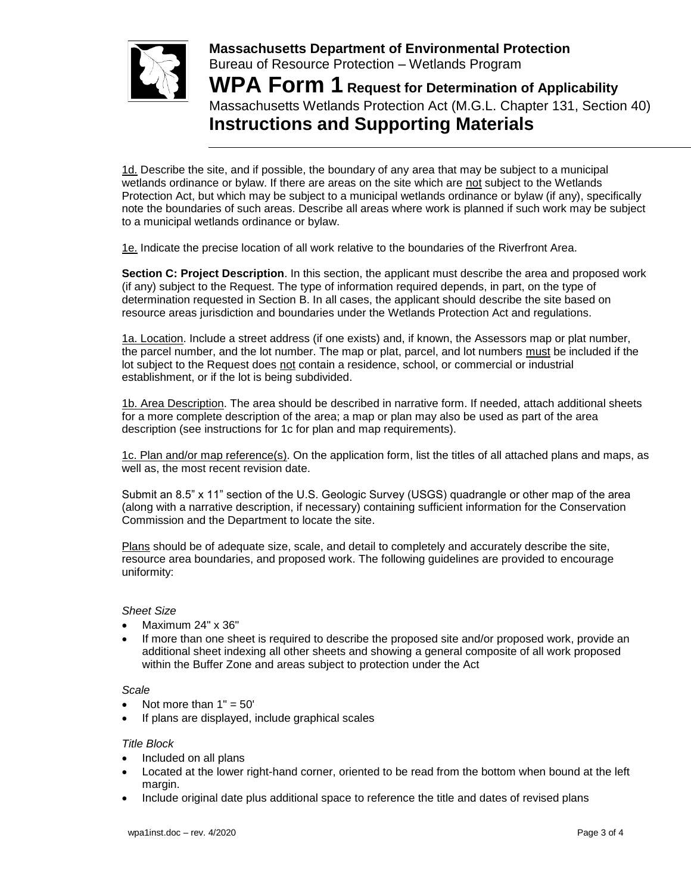**Massachusetts Department of Environmental Protection**
Bureau of Resource Protection – Wetlands Program

# WPA Form 1 Request for Determination of Applicability

Massachusetts Wetlands Protection Act (M.G.L. Chapter 131, Section 40)

## Instructions and Supporting Materials

1d. Describe the site, and if possible, the boundary of any area that may be subject to a municipal wetlands ordinance or bylaw. If there are areas on the site which are not subject to the Wetlands Protection Act, but which may be subject to a municipal wetlands ordinance or bylaw (if any), specifically note the boundaries of such areas. Describe all areas where work is planned if such work may be subject to a municipal wetlands ordinance or bylaw.

1e. Indicate the precise location of all work relative to the boundaries of the Riverfront Area.

**Section C: Project Description**. In this section, the applicant must describe the area and proposed work (if any) subject to the Request. The type of information required depends, in part, on the type of determination requested in Section B. In all cases, the applicant should describe the site based on resource areas jurisdiction and boundaries under the Wetlands Protection Act and regulations.

1a. Location. Include a street address (if one exists) and, if known, the Assessors map or plat number, the parcel number, and the lot number. The map or plat, parcel, and lot numbers must be included if the lot subject to the Request does not contain a residence, school, or commercial or industrial establishment, or if the lot is being subdivided.

1b. Area Description. The area should be described in narrative form. If needed, attach additional sheets for a more complete description of the area; a map or plan may also be used as part of the area description (see instructions for 1c for plan and map requirements).

1c. Plan and/or map reference(s). On the application form, list the titles of all attached plans and maps, as well as, the most recent revision date.

Submit an 8.5” x 11” section of the U.S. Geologic Survey (USGS) quadrangle or other map of the area (along with a narrative description, if necessary) containing sufficient information for the Conservation Commission and the Department to locate the site.

Plans should be of adequate size, scale, and detail to completely and accurately describe the site, resource area boundaries, and proposed work. The following guidelines are provided to encourage uniformity:

*Sheet Size*

- Maximum 24" x 36"
- If more than one sheet is required to describe the proposed site and/or proposed work, provide an additional sheet indexing all other sheets and showing a general composite of all work proposed within the Buffer Zone and areas subject to protection under the Act

*Scale*

- Not more than 1" = 50'
- If plans are displayed, include graphical scales

*Title Block*

- Included on all plans
- Located at the lower right-hand corner, oriented to be read from the bottom when bound at the left margin.
- Include original date plus additional space to reference the title and dates of revised plans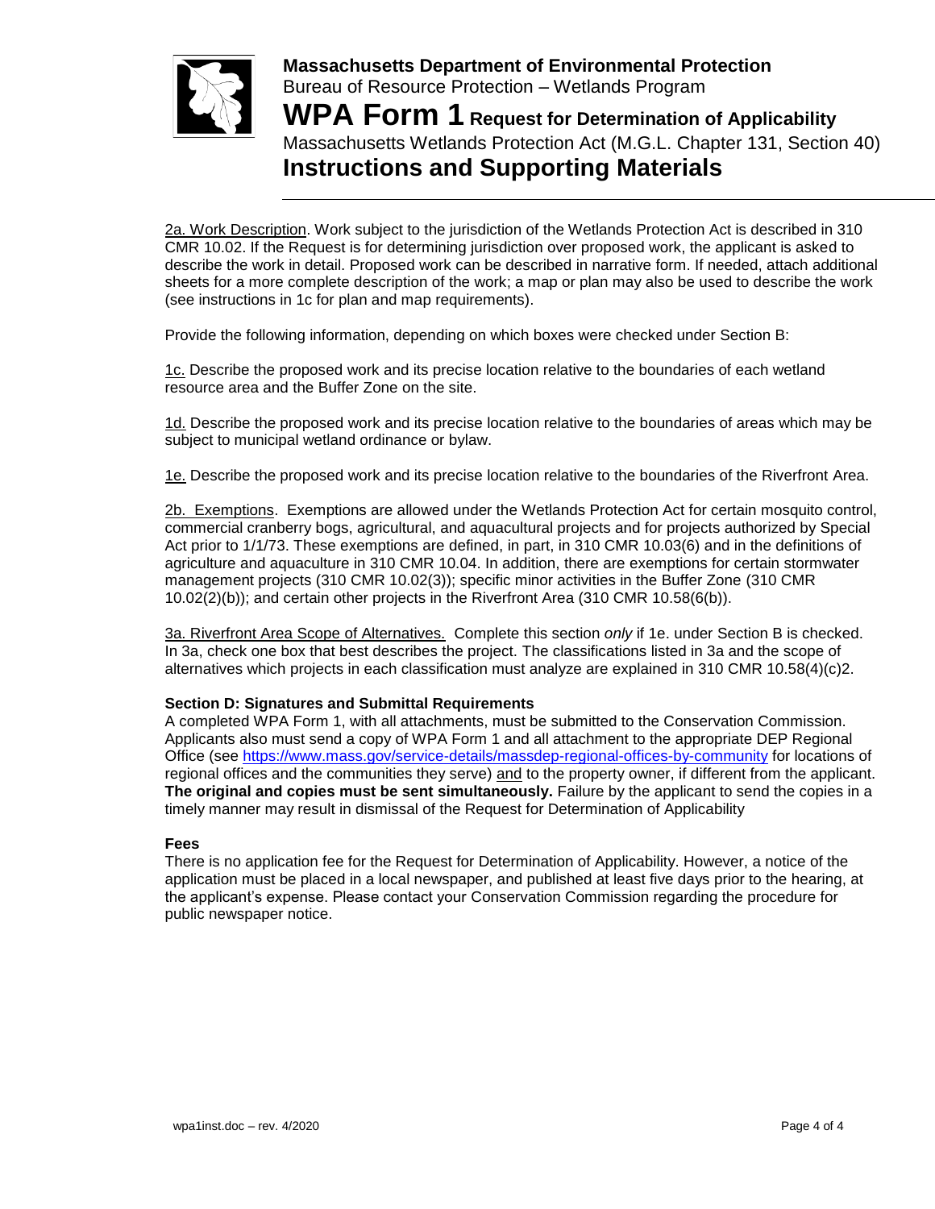**Massachusetts Department of Environmental Protection**
Bureau of Resource Protection – Wetlands Program

# WPA Form 1 Request for Determination of Applicability

Massachusetts Wetlands Protection Act (M.G.L. Chapter 131, Section 40)

## Instructions and Supporting Materials

2a. Work Description. Work subject to the jurisdiction of the Wetlands Protection Act is described in 310 CMR 10.02. If the Request is for determining jurisdiction over proposed work, the applicant is asked to describe the work in detail. Proposed work can be described in narrative form. If needed, attach additional sheets for a more complete description of the work; a map or plan may also be used to describe the work (see instructions in 1c for plan and map requirements).

Provide the following information, depending on which boxes were checked under Section B:

1c. Describe the proposed work and its precise location relative to the boundaries of each wetland resource area and the Buffer Zone on the site.

1d. Describe the proposed work and its precise location relative to the boundaries of areas which may be subject to municipal wetland ordinance or bylaw.

1e. Describe the proposed work and its precise location relative to the boundaries of the Riverfront Area.

2b. Exemptions. Exemptions are allowed under the Wetlands Protection Act for certain mosquito control, commercial cranberry bogs, agricultural, and aquacultural projects and for projects authorized by Special Act prior to 1/1/73. These exemptions are defined, in part, in 310 CMR 10.03(6) and in the definitions of agriculture and aquaculture in 310 CMR 10.04. In addition, there are exemptions for certain stormwater management projects (310 CMR 10.02(3)); specific minor activities in the Buffer Zone (310 CMR 10.02(2)(b)); and certain other projects in the Riverfront Area (310 CMR 10.58(6(b)).

3a. Riverfront Area Scope of Alternatives. Complete this section *only* if 1e. under Section B is checked. In 3a, check one box that best describes the project. The classifications listed in 3a and the scope of alternatives which projects in each classification must analyze are explained in 310 CMR 10.58(4)(c)2.

### Section D: Signatures and Submittal Requirements

A completed WPA Form 1, with all attachments, must be submitted to the Conservation Commission. Applicants also must send a copy of WPA Form 1 and all attachment to the appropriate DEP Regional Office (see https://www.mass.gov/service-details/massdep-regional-offices-by-community for locations of regional offices and the communities they serve) and to the property owner, if different from the applicant. **The original and copies must be sent simultaneously.** Failure by the applicant to send the copies in a timely manner may result in dismissal of the Request for Determination of Applicability

### Fees

There is no application fee for the Request for Determination of Applicability. However, a notice of the application must be placed in a local newspaper, and published at least five days prior to the hearing, at the applicant's expense. Please contact your Conservation Commission regarding the procedure for public newspaper notice.